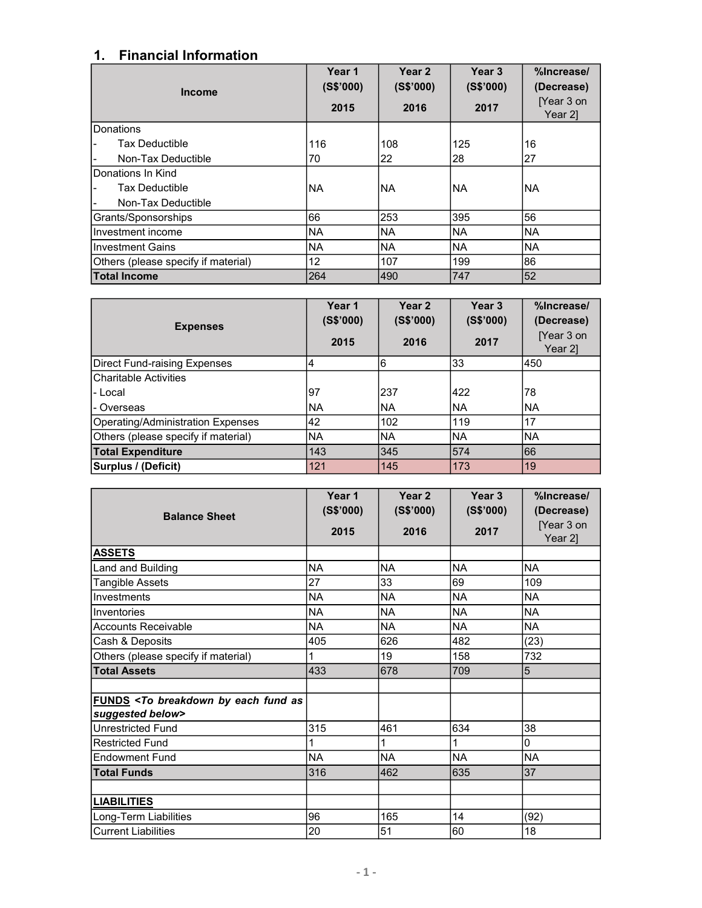## 1. Financial Information

| Income | Year 1 (S$'000) 2015 | Year 2 (S$'000) 2016 | Year 3 (S$'000) 2017 | %Increase/ (Decrease) [Year 3 on Year 2] |
|---|---|---|---|---|
| Donations | | | | |
| - Tax Deductible | 116 | 108 | 125 | 16 |
| - Non-Tax Deductible | 70 | 22 | 28 | 27 |
| Donations In Kind | | | | |
| - Tax Deductible<br>- Non-Tax Deductible | NA | NA | NA | NA |
| Grants/Sponsorships | 66 | 253 | 395 | 56 |
| Investment income | NA | NA | NA | NA |
| Investment Gains | NA | NA | NA | NA |
| Others (please specify if material) | 12 | 107 | 199 | 86 |
| **Total Income** | 264 | 490 | 747 | 52 |

| Expenses | Year 1 (S$'000) 2015 | Year 2 (S$'000) 2016 | Year 3 (S$'000) 2017 | %Increase/ (Decrease) [Year 3 on Year 2] |
|---|---|---|---|---|
| Direct Fund-raising Expenses | 4 | 6 | 33 | 450 |
| Charitable Activities | | | | |
| - Local | 97 | 237 | 422 | 78 |
| - Overseas | NA | NA | NA | NA |
| Operating/Administration Expenses | 42 | 102 | 119 | 17 |
| Others (please specify if material) | NA | NA | NA | NA |
| **Total Expenditure** | 143 | 345 | 574 | 66 |
| **Surplus / (Deficit)** | 121 | 145 | 173 | 19 |

| Balance Sheet | Year 1 (S$'000) 2015 | Year 2 (S$'000) 2016 | Year 3 (S$'000) 2017 | %Increase/ (Decrease) [Year 3 on Year 2] |
|---|---|---|---|---|
| **ASSETS** | | | | |
| Land and Building | NA | NA | NA | NA |
| Tangible Assets | 27 | 33 | 69 | 109 |
| Investments | NA | NA | NA | NA |
| Inventories | NA | NA | NA | NA |
| Accounts Receivable | NA | NA | NA | NA |
| Cash & Deposits | 405 | 626 | 482 | (23) |
| Others (please specify if material) | 1 | 19 | 158 | 732 |
| **Total Assets** | 433 | 678 | 709 | 5 |
| | | | | |
| **FUNDS** ***<To breakdown by each fund as suggested below>*** | | | | |
| Unrestricted Fund | 315 | 461 | 634 | 38 |
| Restricted Fund | 1 | 1 | 1 | 0 |
| Endowment Fund | NA | NA | NA | NA |
| **Total Funds** | 316 | 462 | 635 | 37 |
| | | | | |
| **LIABILITIES** | | | | |
| Long-Term Liabilities | 96 | 165 | 14 | (92) |
| Current Liabilities | 20 | 51 | 60 | 18 |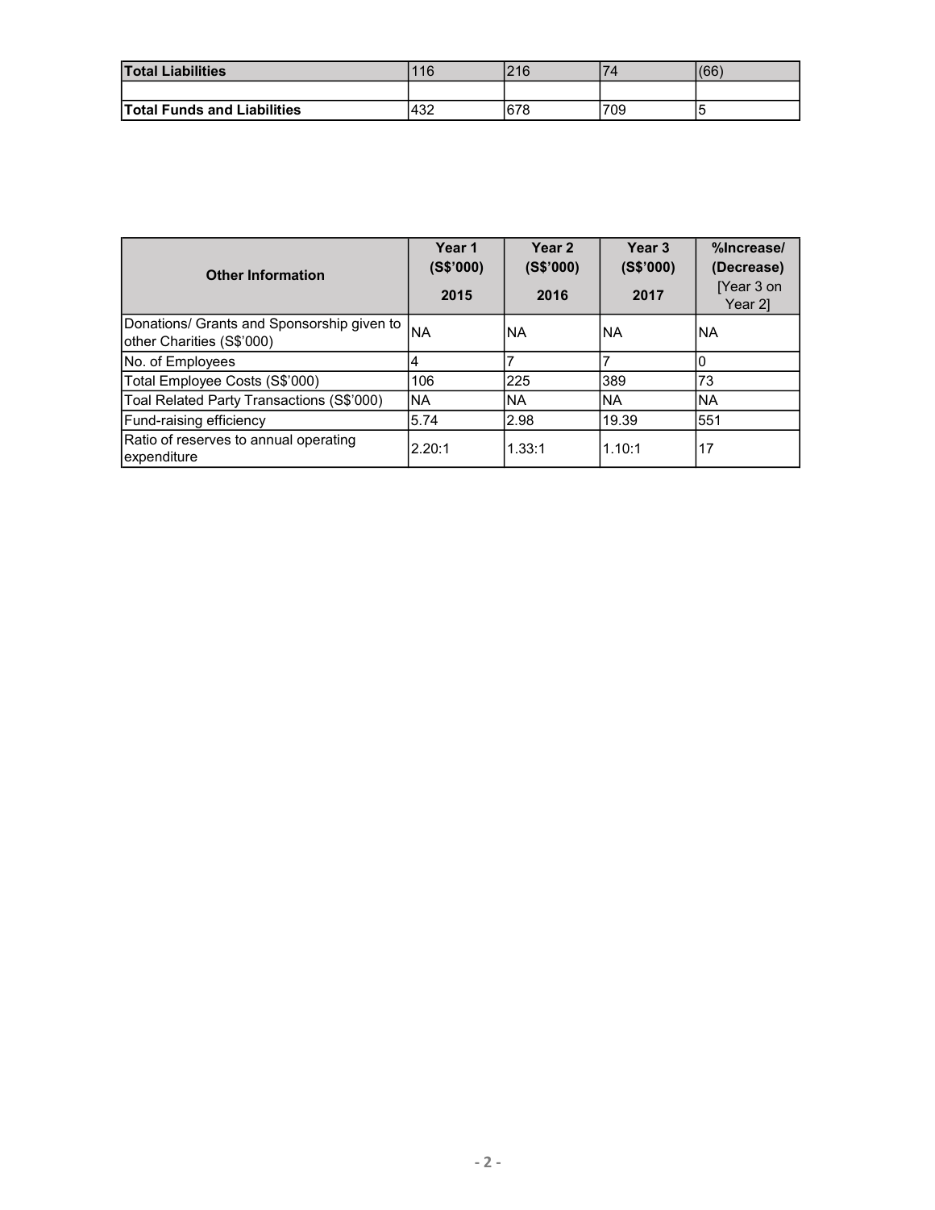| | | | | |
|---|---|---|---|---|
| **Total Liabilities** | 116 | 216 | 74 | (66) |
| | | | | |
| **Total Funds and Liabilities** | 432 | 678 | 709 | 5 |

| **Other Information** | **Year 1 (S$'000) 2015** | **Year 2 (S$'000) 2016** | **Year 3 (S$'000) 2017** | **%Increase/ (Decrease)** [Year 3 on Year 2] |
|---|---|---|---|---|
| Donations/ Grants and Sponsorship given to other Charities (S$'000) | NA | NA | NA | NA |
| No. of Employees | 4 | 7 | 7 | 0 |
| Total Employee Costs (S$'000) | 106 | 225 | 389 | 73 |
| Toal Related Party Transactions (S$'000) | NA | NA | NA | NA |
| Fund-raising efficiency | 5.74 | 2.98 | 19.39 | 551 |
| Ratio of reserves to annual operating expenditure | 2.20:1 | 1.33:1 | 1.10:1 | 17 |